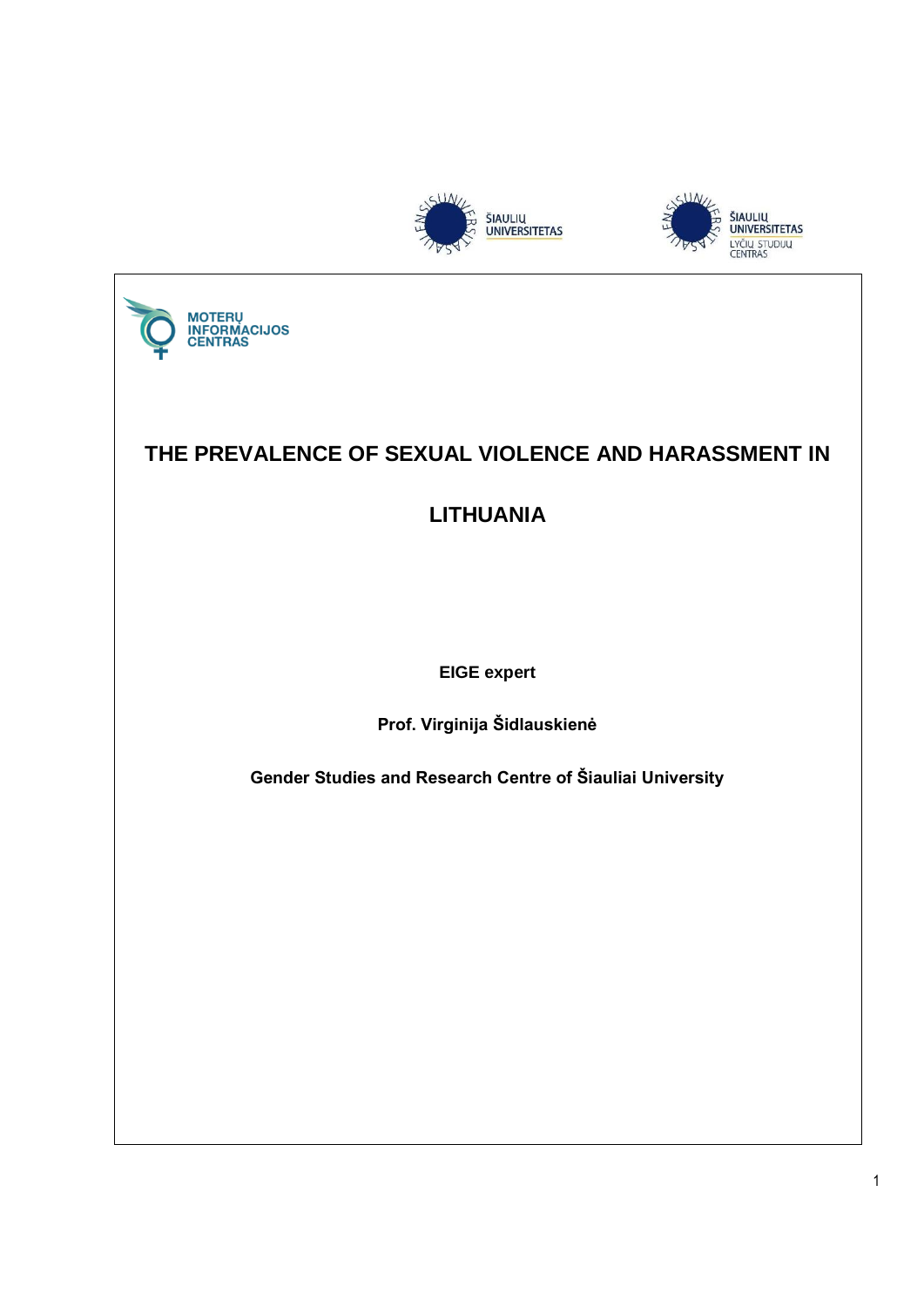# THE PREVALENCE OF SEXUAL VIOLENCE AND HARASSMENT IN LITHUANIA

**EIGE expert**

**Prof. Virginija Šidlauskienė**

**Gender Studies and Research Centre of Šiauliai University**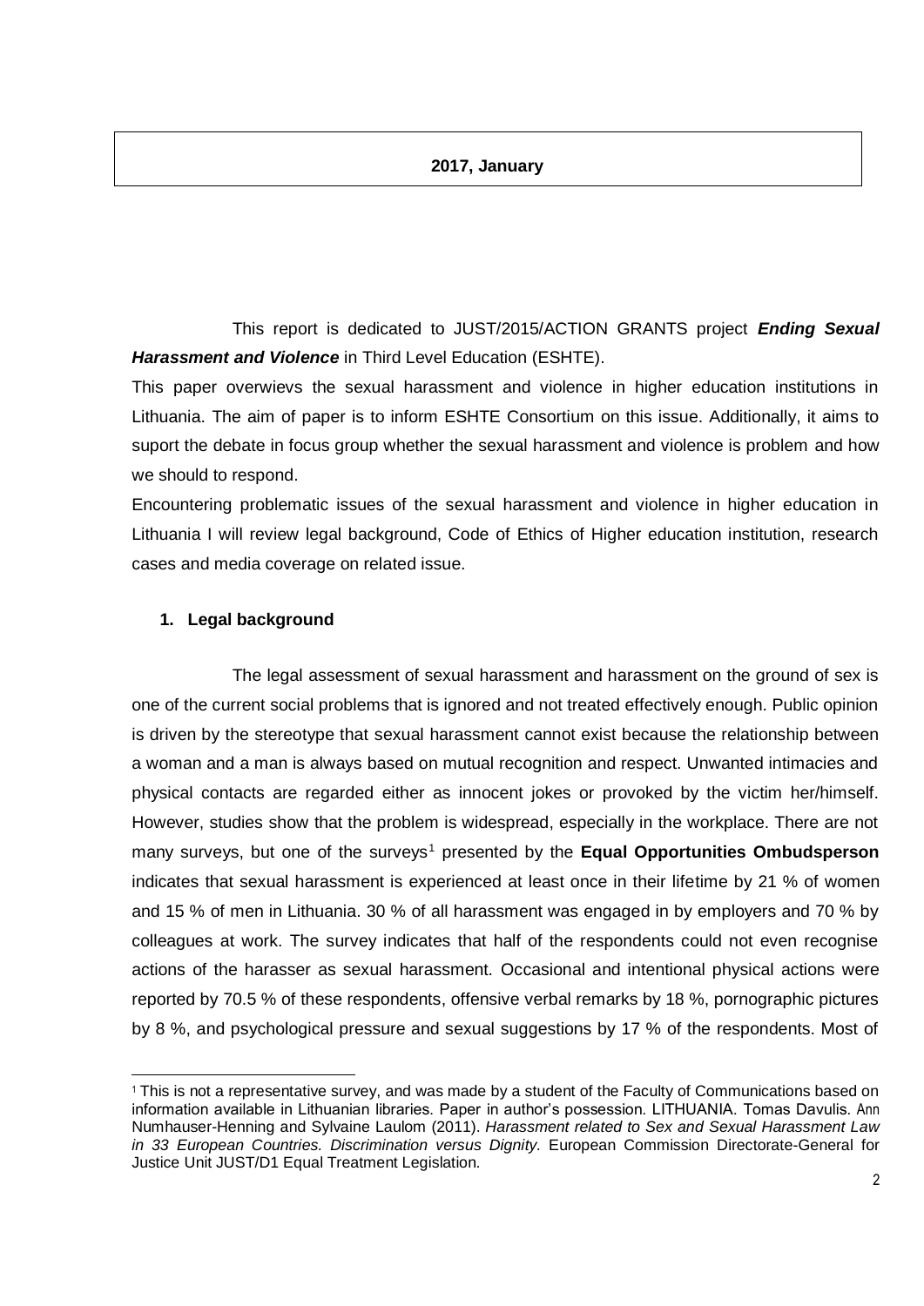**2017, January**

This report is dedicated to JUST/2015/ACTION GRANTS project ***Ending Sexual Harassment and Violence*** in Third Level Education (ESHTE).

This paper overwievs the sexual harassment and violence in higher education institutions in Lithuania. The aim of paper is to inform ESHTE Consortium on this issue. Additionally, it aims to suport the debate in focus group whether the sexual harassment and violence is problem and how we should to respond.

Encountering problematic issues of the sexual harassment and violence in higher education in Lithuania I will review legal background, Code of Ethics of Higher education institution, research cases and media coverage on related issue.

## 1. Legal background

The legal assessment of sexual harassment and harassment on the ground of sex is one of the current social problems that is ignored and not treated effectively enough. Public opinion is driven by the stereotype that sexual harassment cannot exist because the relationship between a woman and a man is always based on mutual recognition and respect. Unwanted intimacies and physical contacts are regarded either as innocent jokes or provoked by the victim her/himself. However, studies show that the problem is widespread, especially in the workplace. There are not many surveys, but one of the surveys[1] presented by the **Equal Opportunities Ombudsperson** indicates that sexual harassment is experienced at least once in their lifetime by 21 % of women and 15 % of men in Lithuania. 30 % of all harassment was engaged in by employers and 70 % by colleagues at work. The survey indicates that half of the respondents could not even recognise actions of the harasser as sexual harassment. Occasional and intentional physical actions were reported by 70.5 % of these respondents, offensive verbal remarks by 18 %, pornographic pictures by 8 %, and psychological pressure and sexual suggestions by 17 % of the respondents. Most of

[1] This is not a representative survey, and was made by a student of the Faculty of Communications based on information available in Lithuanian libraries. Paper in author's possession. LITHUANIA. Tomas Davulis. Ann Numhauser-Henning and Sylvaine Laulom (2011). *Harassment related to Sex and Sexual Harassment Law in 33 European Countries. Discrimination versus Dignity.* European Commission Directorate-General for Justice Unit JUST/D1 Equal Treatment Legislation.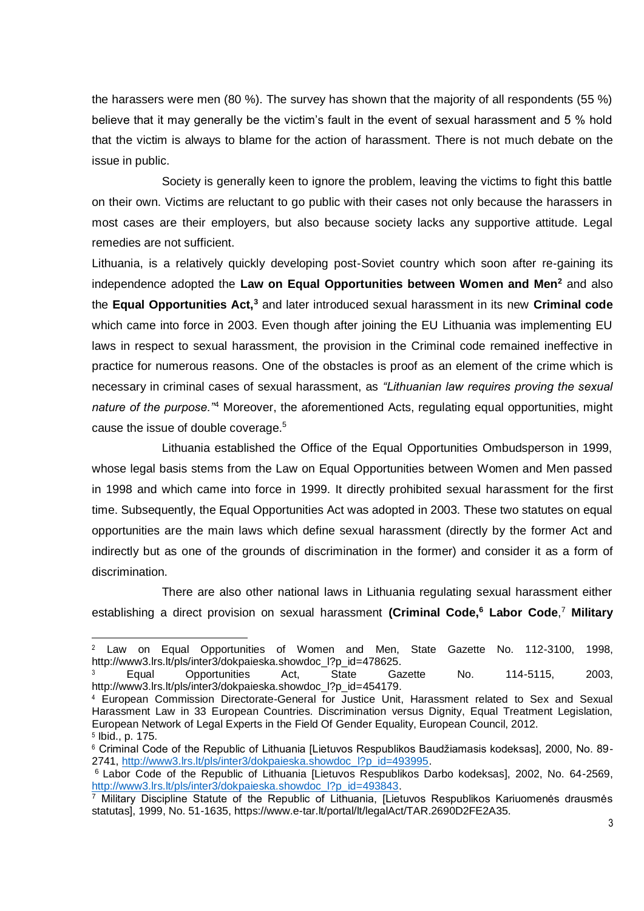the harassers were men (80 %). The survey has shown that the majority of all respondents (55 %) believe that it may generally be the victim's fault in the event of sexual harassment and 5 % hold that the victim is always to blame for the action of harassment. There is not much debate on the issue in public.

Society is generally keen to ignore the problem, leaving the victims to fight this battle on their own. Victims are reluctant to go public with their cases not only because the harassers in most cases are their employers, but also because society lacks any supportive attitude. Legal remedies are not sufficient.

Lithuania, is a relatively quickly developing post-Soviet country which soon after re-gaining its independence adopted the **Law on Equal Opportunities between Women and Men**[2] and also the **Equal Opportunities Act,**[3] and later introduced sexual harassment in its new **Criminal code** which came into force in 2003. Even though after joining the EU Lithuania was implementing EU laws in respect to sexual harassment, the provision in the Criminal code remained ineffective in practice for numerous reasons. One of the obstacles is proof as an element of the crime which is necessary in criminal cases of sexual harassment, as *"Lithuanian law requires proving the sexual nature of the purpose."*[4] Moreover, the aforementioned Acts, regulating equal opportunities, might cause the issue of double coverage.[5]

Lithuania established the Office of the Equal Opportunities Ombudsperson in 1999, whose legal basis stems from the Law on Equal Opportunities between Women and Men passed in 1998 and which came into force in 1999. It directly prohibited sexual harassment for the first time. Subsequently, the Equal Opportunities Act was adopted in 2003. These two statutes on equal opportunities are the main laws which define sexual harassment (directly by the former Act and indirectly but as one of the grounds of discrimination in the former) and consider it as a form of discrimination.

There are also other national laws in Lithuania regulating sexual harassment either establishing a direct provision on sexual harassment **(Criminal Code,**[6] **Labor Code**,[7] **Military**

---

[2] Law on Equal Opportunities of Women and Men, State Gazette No. 112-3100, 1998, http://www3.lrs.lt/pls/inter3/dokpaieska.showdoc_l?p_id=478625.

[3] Equal Opportunities Act, State Gazette No. 114-5115, 2003, http://www3.lrs.lt/pls/inter3/dokpaieska.showdoc_l?p_id=454179.

[4] European Commission Directorate-General for Justice Unit, Harassment related to Sex and Sexual Harassment Law in 33 European Countries. Discrimination versus Dignity, Equal Treatment Legislation, European Network of Legal Experts in the Field Of Gender Equality, European Council, 2012.

[5] Ibid., p. 175.

[6] Criminal Code of the Republic of Lithuania [Lietuvos Respublikos Baudžiamasis kodeksas], 2000, No. 89-2741, http://www3.lrs.lt/pls/inter3/dokpaieska.showdoc_l?p_id=493995.

[6] Labor Code of the Republic of Lithuania [Lietuvos Respublikos Darbo kodeksas], 2002, No. 64-2569, http://www3.lrs.lt/pls/inter3/dokpaieska.showdoc_l?p_id=493843.

[7] Military Discipline Statute of the Republic of Lithuania, [Lietuvos Respublikos Kariuomenės drausmės statutas], 1999, No. 51-1635, https://www.e-tar.lt/portal/lt/legalAct/TAR.2690D2FE2A35.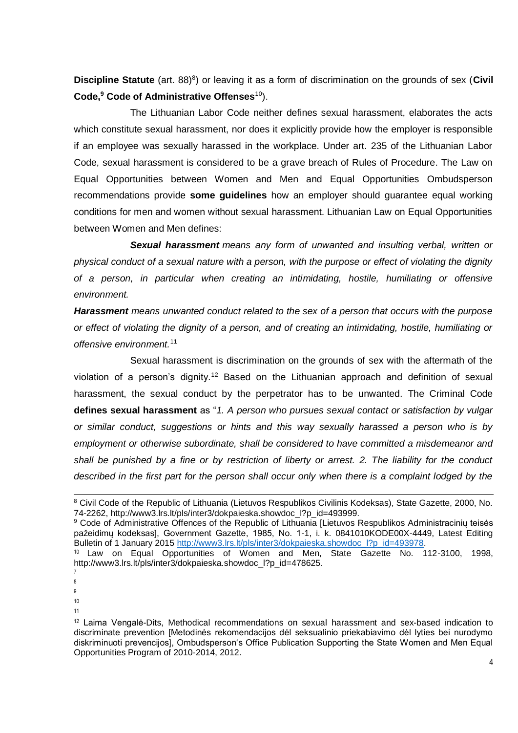**Discipline Statute** (art. 88)[8]) or leaving it as a form of discrimination on the grounds of sex (**Civil Code,[9] Code of Administrative Offenses**[10]).

The Lithuanian Labor Code neither defines sexual harassment, elaborates the acts which constitute sexual harassment, nor does it explicitly provide how the employer is responsible if an employee was sexually harassed in the workplace. Under art. 235 of the Lithuanian Labor Code, sexual harassment is considered to be a grave breach of Rules of Procedure. The Law on Equal Opportunities between Women and Men and Equal Opportunities Ombudsperson recommendations provide **some guidelines** how an employer should guarantee equal working conditions for men and women without sexual harassment. Lithuanian Law on Equal Opportunities between Women and Men defines:

***Sexual harassment*** *means any form of unwanted and insulting verbal, written or physical conduct of a sexual nature with a person, with the purpose or effect of violating the dignity of a person, in particular when creating an intimidating, hostile, humiliating or offensive environment.*

***Harassment*** *means unwanted conduct related to the sex of a person that occurs with the purpose or effect of violating the dignity of a person, and of creating an intimidating, hostile, humiliating or offensive environment.*[11]

Sexual harassment is discrimination on the grounds of sex with the aftermath of the violation of a person's dignity.[12] Based on the Lithuanian approach and definition of sexual harassment, the sexual conduct by the perpetrator has to be unwanted. The Criminal Code **defines sexual harassment** as "*1. A person who pursues sexual contact or satisfaction by vulgar or similar conduct, suggestions or hints and this way sexually harassed a person who is by employment or otherwise subordinate, shall be considered to have committed a misdemeanor and shall be punished by a fine or by restriction of liberty or arrest. 2. The liability for the conduct described in the first part for the person shall occur only when there is a complaint lodged by the*

---

[8] Civil Code of the Republic of Lithuania (Lietuvos Respublikos Civilinis Kodeksas), State Gazette, 2000, No. 74-2262, http://www3.lrs.lt/pls/inter3/dokpaieska.showdoc_l?p_id=493999.

[9] Code of Administrative Offences of the Republic of Lithuania [Lietuvos Respublikos Administracinių teisės pažeidimų kodeksas], Government Gazette, 1985, No. 1-1, i. k. 0841010KODE00X-4449, Latest Editing Bulletin of 1 January 2015 http://www3.lrs.lt/pls/inter3/dokpaieska.showdoc_l?p_id=493978.

[10] Law on Equal Opportunities of Women and Men, State Gazette No. 112-3100, 1998, http://www3.lrs.lt/pls/inter3/dokpaieska.showdoc_l?p_id=478625.

[7]

[8]

[9]

[10]

[11]

[12] Laima Vengalė-Dits, Methodical recommendations on sexual harassment and sex-based indication to discriminate prevention [Metodinės rekomendacijos dėl seksualinio priekabiavimo dėl lyties bei nurodymo diskriminuoti prevencijos], Ombudsperson's Office Publication Supporting the State Women and Men Equal Opportunities Program of 2010-2014, 2012.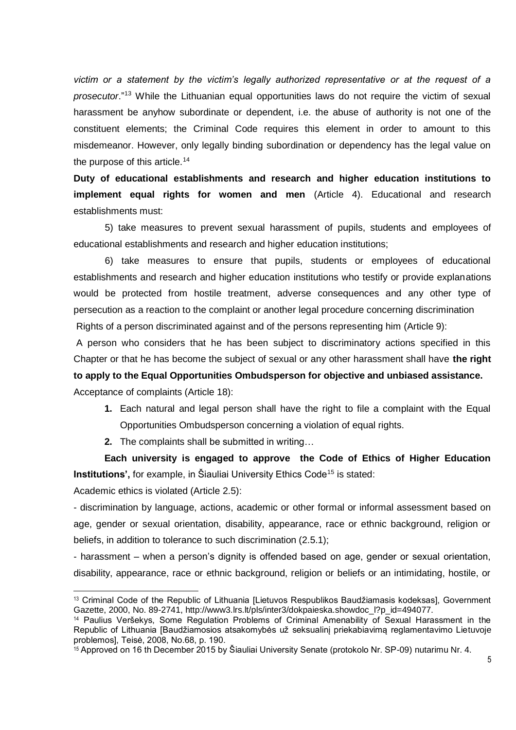*victim or a statement by the victim's legally authorized representative or at the request of a prosecutor*."[13] While the Lithuanian equal opportunities laws do not require the victim of sexual harassment be anyhow subordinate or dependent, i.e. the abuse of authority is not one of the constituent elements; the Criminal Code requires this element in order to amount to this misdemeanor. However, only legally binding subordination or dependency has the legal value on the purpose of this article.[14]

**Duty of educational establishments and research and higher education institutions to implement equal rights for women and men** (Article 4). Educational and research establishments must:

5) take measures to prevent sexual harassment of pupils, students and employees of educational establishments and research and higher education institutions;

6) take measures to ensure that pupils, students or employees of educational establishments and research and higher education institutions who testify or provide explanations would be protected from hostile treatment, adverse consequences and any other type of persecution as a reaction to the complaint or another legal procedure concerning discrimination

Rights of a person discriminated against and of the persons representing him (Article 9):

A person who considers that he has been subject to discriminatory actions specified in this Chapter or that he has become the subject of sexual or any other harassment shall have **the right to apply to the Equal Opportunities Ombudsperson for objective and unbiased assistance.**

Acceptance of complaints (Article 18):

1. Each natural and legal person shall have the right to file a complaint with the Equal Opportunities Ombudsperson concerning a violation of equal rights.
2. The complaints shall be submitted in writing…

**Each university is engaged to approve the Code of Ethics of Higher Education Institutions',** for example, in Šiauliai University Ethics Code[15] is stated:

Academic ethics is violated (Article 2.5):

- discrimination by language, actions, academic or other formal or informal assessment based on age, gender or sexual orientation, disability, appearance, race or ethnic background, religion or beliefs, in addition to tolerance to such discrimination (2.5.1);

- harassment – when a person's dignity is offended based on age, gender or sexual orientation, disability, appearance, race or ethnic background, religion or beliefs or an intimidating, hostile, or

---

[13] Criminal Code of the Republic of Lithuania [Lietuvos Respublikos Baudžiamasis kodeksas], Government Gazette, 2000, No. 89-2741, http://www3.lrs.lt/pls/inter3/dokpaieska.showdoc_l?p_id=494077.

[14] Paulius Veršekys, Some Regulation Problems of Criminal Amenability of Sexual Harassment in the Republic of Lithuania [Baudžiamosios atsakomybės už seksualinį priekabiavimą reglamentavimo Lietuvoje problemos], Teisė, 2008, No.68, p. 190.

[15] Approved on 16 th December 2015 by Šiauliai University Senate (protokolo Nr. SP-09) nutarimu Nr. 4.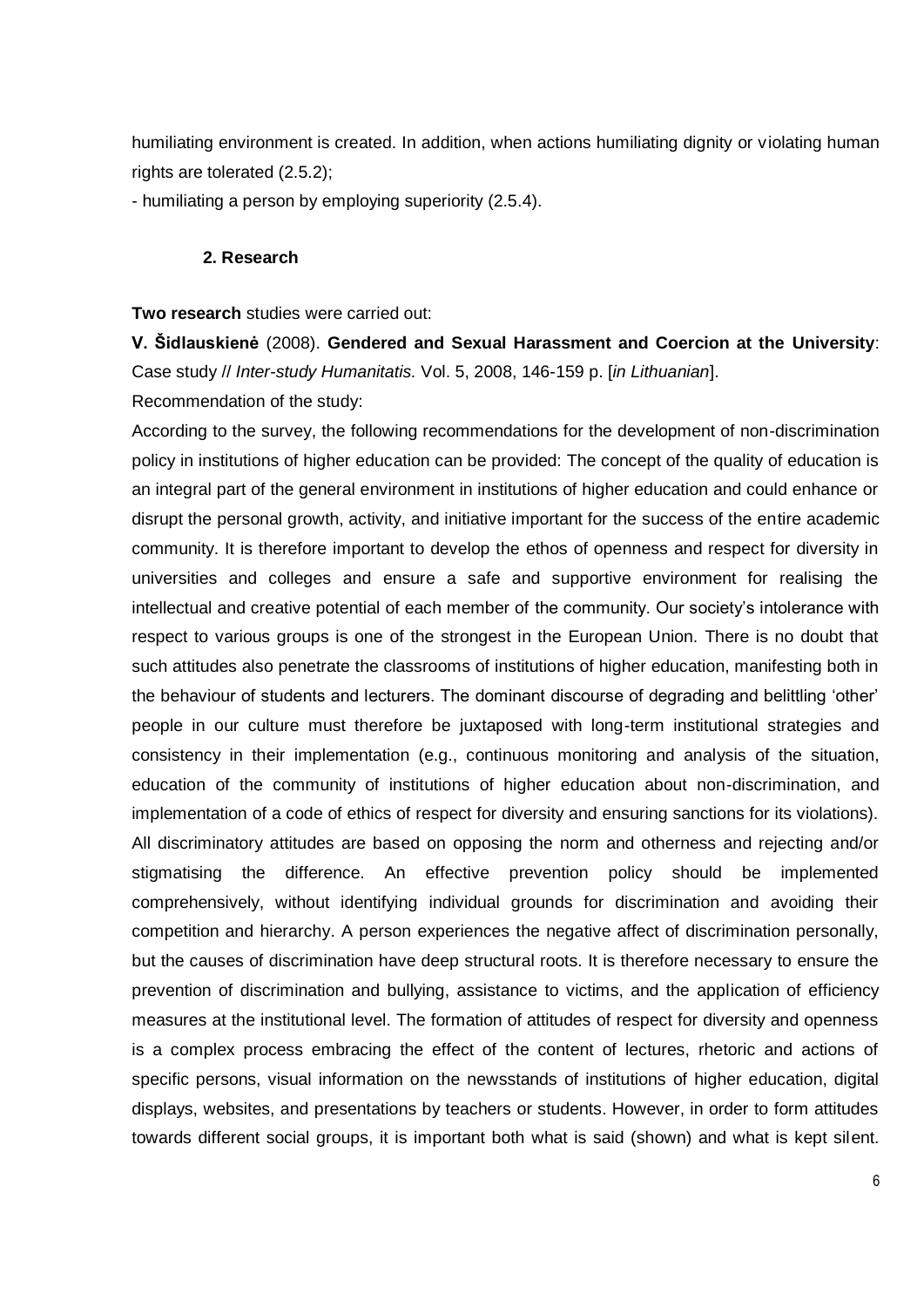humiliating environment is created. In addition, when actions humiliating dignity or violating human rights are tolerated (2.5.2);

- humiliating a person by employing superiority (2.5.4).

## 2. Research

**Two research** studies were carried out:

**V. Šidlauskienė** (2008). **Gendered and Sexual Harassment and Coercion at the University**: Case study // *Inter-study Humanitatis.* Vol. 5, 2008, 146-159 p. [*in Lithuanian*].

Recommendation of the study:

According to the survey, the following recommendations for the development of non-discrimination policy in institutions of higher education can be provided: The concept of the quality of education is an integral part of the general environment in institutions of higher education and could enhance or disrupt the personal growth, activity, and initiative important for the success of the entire academic community. It is therefore important to develop the ethos of openness and respect for diversity in universities and colleges and ensure a safe and supportive environment for realising the intellectual and creative potential of each member of the community. Our society's intolerance with respect to various groups is one of the strongest in the European Union. There is no doubt that such attitudes also penetrate the classrooms of institutions of higher education, manifesting both in the behaviour of students and lecturers. The dominant discourse of degrading and belittling 'other' people in our culture must therefore be juxtaposed with long-term institutional strategies and consistency in their implementation (e.g., continuous monitoring and analysis of the situation, education of the community of institutions of higher education about non-discrimination, and implementation of a code of ethics of respect for diversity and ensuring sanctions for its violations). All discriminatory attitudes are based on opposing the norm and otherness and rejecting and/or stigmatising the difference. An effective prevention policy should be implemented comprehensively, without identifying individual grounds for discrimination and avoiding their competition and hierarchy. A person experiences the negative affect of discrimination personally, but the causes of discrimination have deep structural roots. It is therefore necessary to ensure the prevention of discrimination and bullying, assistance to victims, and the application of efficiency measures at the institutional level. The formation of attitudes of respect for diversity and openness is a complex process embracing the effect of the content of lectures, rhetoric and actions of specific persons, visual information on the newsstands of institutions of higher education, digital displays, websites, and presentations by teachers or students. However, in order to form attitudes towards different social groups, it is important both what is said (shown) and what is kept silent.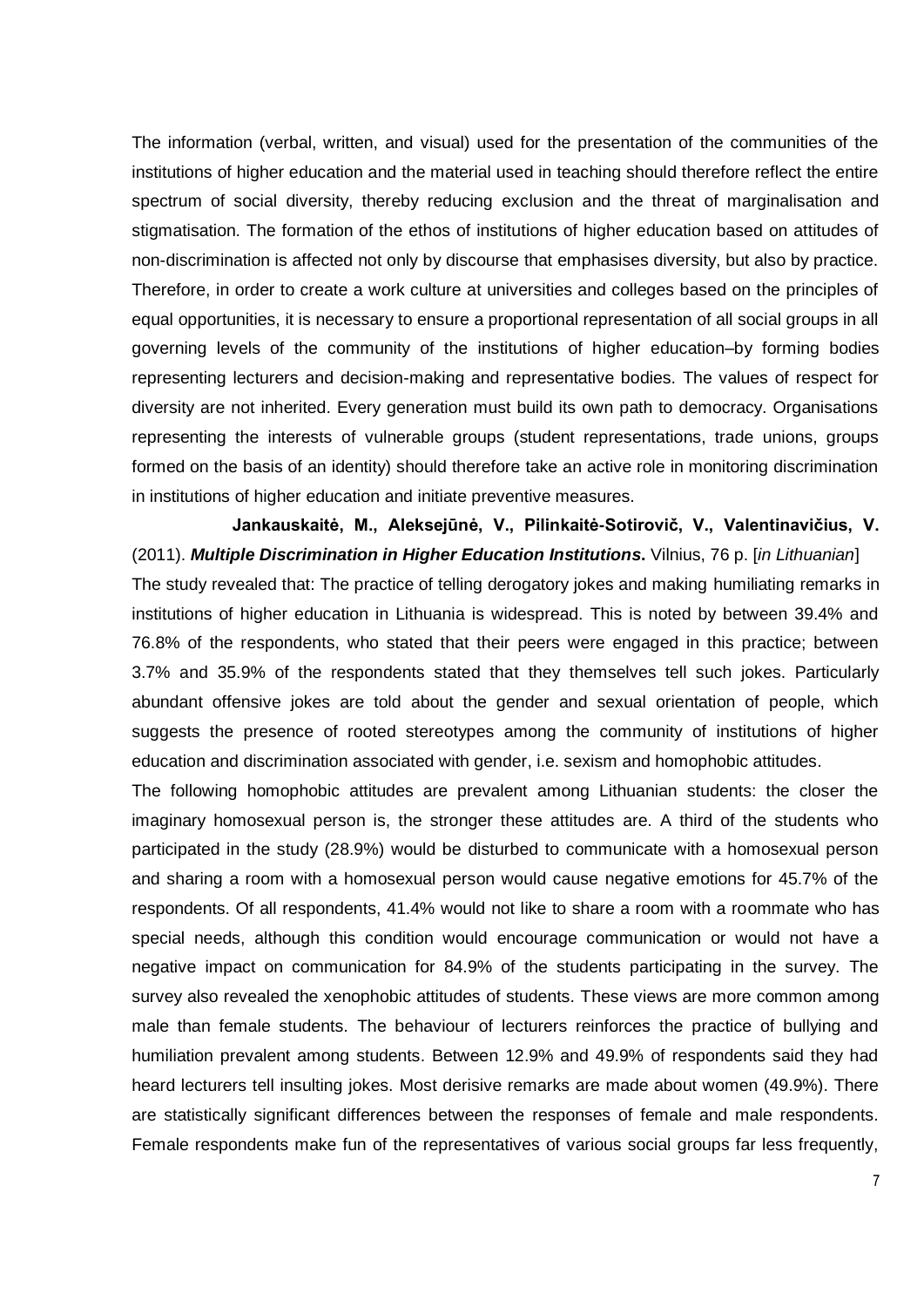The information (verbal, written, and visual) used for the presentation of the communities of the institutions of higher education and the material used in teaching should therefore reflect the entire spectrum of social diversity, thereby reducing exclusion and the threat of marginalisation and stigmatisation. The formation of the ethos of institutions of higher education based on attitudes of non-discrimination is affected not only by discourse that emphasises diversity, but also by practice. Therefore, in order to create a work culture at universities and colleges based on the principles of equal opportunities, it is necessary to ensure a proportional representation of all social groups in all governing levels of the community of the institutions of higher education–by forming bodies representing lecturers and decision-making and representative bodies. The values of respect for diversity are not inherited. Every generation must build its own path to democracy. Organisations representing the interests of vulnerable groups (student representations, trade unions, groups formed on the basis of an identity) should therefore take an active role in monitoring discrimination in institutions of higher education and initiate preventive measures.

**Jankauskaitė, M., Aleksejūnė, V., Pilinkaitė-Sotirovič, V., Valentinavičius, V.** (2011). ***Multiple Discrimination in Higher Education Institutions*****.** Vilnius, 76 p. [*in Lithuanian*]

The study revealed that: The practice of telling derogatory jokes and making humiliating remarks in institutions of higher education in Lithuania is widespread. This is noted by between 39.4% and 76.8% of the respondents, who stated that their peers were engaged in this practice; between 3.7% and 35.9% of the respondents stated that they themselves tell such jokes. Particularly abundant offensive jokes are told about the gender and sexual orientation of people, which suggests the presence of rooted stereotypes among the community of institutions of higher education and discrimination associated with gender, i.e. sexism and homophobic attitudes.

The following homophobic attitudes are prevalent among Lithuanian students: the closer the imaginary homosexual person is, the stronger these attitudes are. A third of the students who participated in the study (28.9%) would be disturbed to communicate with a homosexual person and sharing a room with a homosexual person would cause negative emotions for 45.7% of the respondents. Of all respondents, 41.4% would not like to share a room with a roommate who has special needs, although this condition would encourage communication or would not have a negative impact on communication for 84.9% of the students participating in the survey. The survey also revealed the xenophobic attitudes of students. These views are more common among male than female students. The behaviour of lecturers reinforces the practice of bullying and humiliation prevalent among students. Between 12.9% and 49.9% of respondents said they had heard lecturers tell insulting jokes. Most derisive remarks are made about women (49.9%). There are statistically significant differences between the responses of female and male respondents. Female respondents make fun of the representatives of various social groups far less frequently,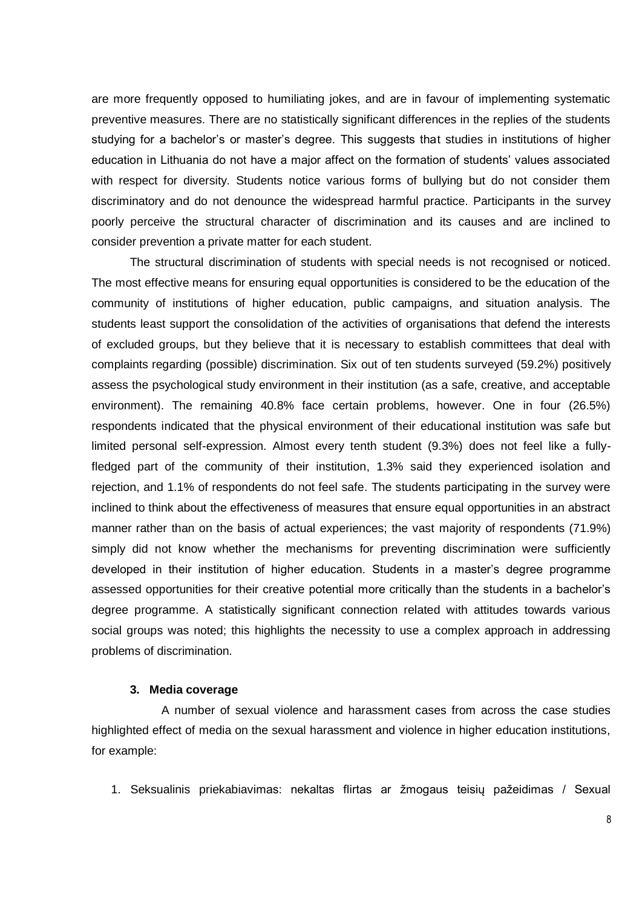are more frequently opposed to humiliating jokes, and are in favour of implementing systematic preventive measures. There are no statistically significant differences in the replies of the students studying for a bachelor's or master's degree. This suggests that studies in institutions of higher education in Lithuania do not have a major affect on the formation of students' values associated with respect for diversity. Students notice various forms of bullying but do not consider them discriminatory and do not denounce the widespread harmful practice. Participants in the survey poorly perceive the structural character of discrimination and its causes and are inclined to consider prevention a private matter for each student.

The structural discrimination of students with special needs is not recognised or noticed. The most effective means for ensuring equal opportunities is considered to be the education of the community of institutions of higher education, public campaigns, and situation analysis. The students least support the consolidation of the activities of organisations that defend the interests of excluded groups, but they believe that it is necessary to establish committees that deal with complaints regarding (possible) discrimination. Six out of ten students surveyed (59.2%) positively assess the psychological study environment in their institution (as a safe, creative, and acceptable environment). The remaining 40.8% face certain problems, however. One in four (26.5%) respondents indicated that the physical environment of their educational institution was safe but limited personal self-expression. Almost every tenth student (9.3%) does not feel like a fully-fledged part of the community of their institution, 1.3% said they experienced isolation and rejection, and 1.1% of respondents do not feel safe. The students participating in the survey were inclined to think about the effectiveness of measures that ensure equal opportunities in an abstract manner rather than on the basis of actual experiences; the vast majority of respondents (71.9%) simply did not know whether the mechanisms for preventing discrimination were sufficiently developed in their institution of higher education. Students in a master's degree programme assessed opportunities for their creative potential more critically than the students in a bachelor's degree programme. A statistically significant connection related with attitudes towards various social groups was noted; this highlights the necessity to use a complex approach in addressing problems of discrimination.

### 3. Media coverage

A number of sexual violence and harassment cases from across the case studies highlighted effect of media on the sexual harassment and violence in higher education institutions, for example:

1. Seksualinis priekabiavimas: nekaltas flirtas ar žmogaus teisių pažeidimas / Sexual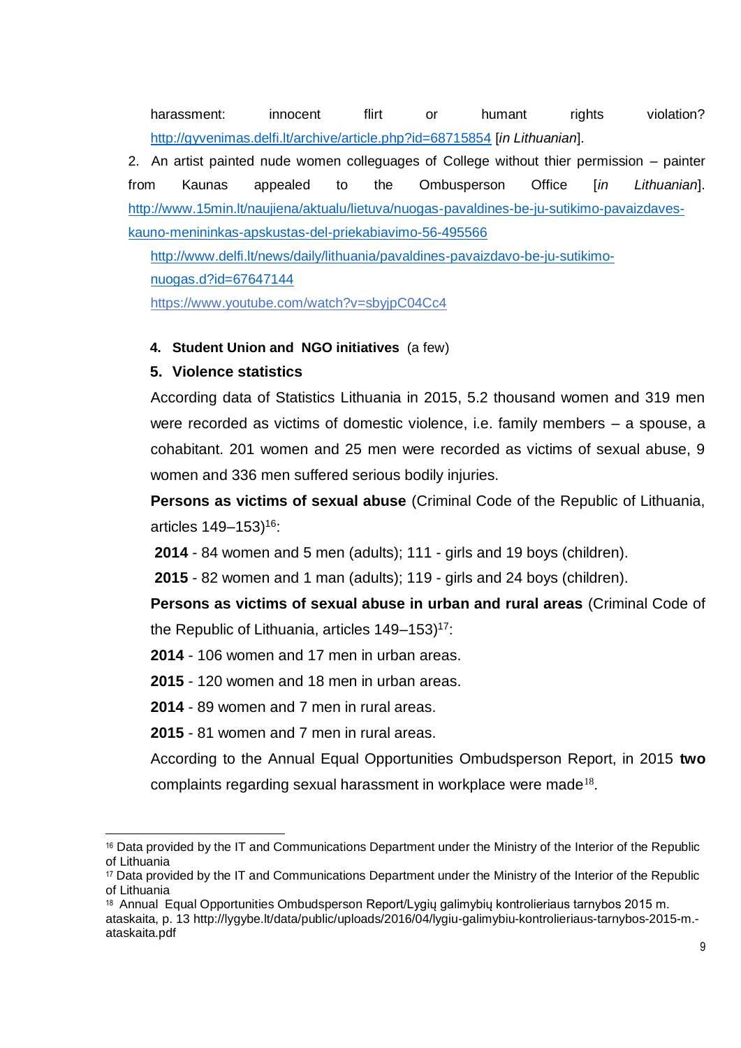harassment: innocent flirt or humant rights violation? http://gyvenimas.delfi.lt/archive/article.php?id=68715854 [*in Lithuanian*].

2. An artist painted nude women colleguages of College without thier permission – painter from Kaunas appealed to the Ombusperson Office [*in Lithuanian*]. http://www.15min.lt/naujiena/aktualu/lietuva/nuogas-pavaldines-be-ju-sutikimo-pavaizdaves-kauno-menininkas-apskustas-del-priekabiavimo-56-495566

   http://www.delfi.lt/news/daily/lithuania/pavaldines-pavaizdavo-be-ju-sutikimo-nuogas.d?id=67647144

   https://www.youtube.com/watch?v=sbyjpC04Cc4

4. **Student Union and NGO initiatives** (a few)

5. **Violence statistics**

According data of Statistics Lithuania in 2015, 5.2 thousand women and 319 men were recorded as victims of domestic violence, i.e. family members – a spouse, a cohabitant. 201 women and 25 men were recorded as victims of sexual abuse, 9 women and 336 men suffered serious bodily injuries.

**Persons as victims of sexual abuse** (Criminal Code of the Republic of Lithuania, articles 149–153)[16]:

**2014** - 84 women and 5 men (adults); 111 - girls and 19 boys (children).

**2015** - 82 women and 1 man (adults); 119 - girls and 24 boys (children).

**Persons as victims of sexual abuse in urban and rural areas** (Criminal Code of the Republic of Lithuania, articles 149–153)[17]:

**2014** - 106 women and 17 men in urban areas.

**2015** - 120 women and 18 men in urban areas.

**2014** - 89 women and 7 men in rural areas.

**2015** - 81 women and 7 men in rural areas.

According to the Annual Equal Opportunities Ombudsperson Report, in 2015 **two** complaints regarding sexual harassment in workplace were made[18].

---

[16] Data provided by the IT and Communications Department under the Ministry of the Interior of the Republic of Lithuania

[17] Data provided by the IT and Communications Department under the Ministry of the Interior of the Republic of Lithuania

[18] Annual Equal Opportunities Ombudsperson Report/Lygių galimybių kontrolieriaus tarnybos 2015 m. ataskaita, p. 13 http://lygybe.lt/data/public/uploads/2016/04/lygiu-galimybiu-kontrolieriaus-tarnybos-2015-m.-ataskaita.pdf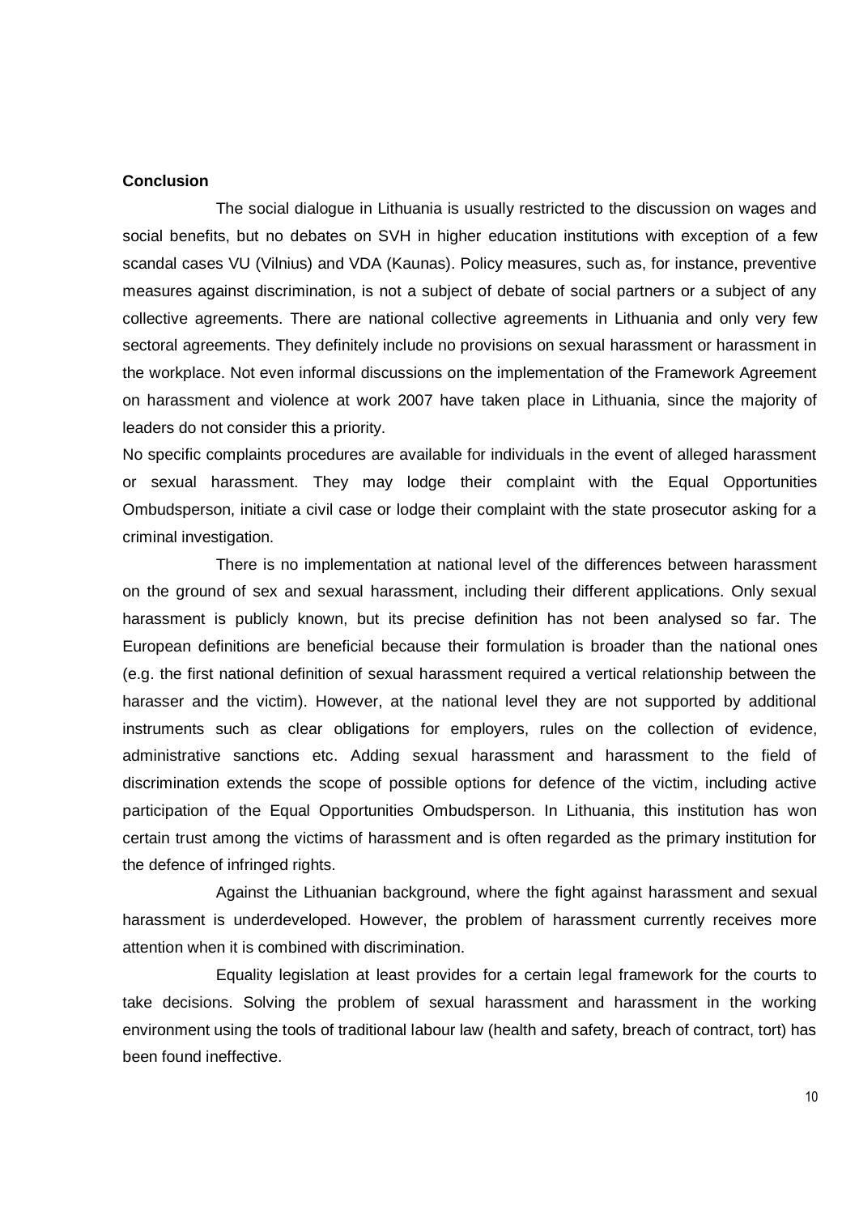**Conclusion**

The social dialogue in Lithuania is usually restricted to the discussion on wages and social benefits, but no debates on SVH in higher education institutions with exception of a few scandal cases VU (Vilnius) and VDA (Kaunas). Policy measures, such as, for instance, preventive measures against discrimination, is not a subject of debate of social partners or a subject of any collective agreements. There are national collective agreements in Lithuania and only very few sectoral agreements. They definitely include no provisions on sexual harassment or harassment in the workplace. Not even informal discussions on the implementation of the Framework Agreement on harassment and violence at work 2007 have taken place in Lithuania, since the majority of leaders do not consider this a priority.

No specific complaints procedures are available for individuals in the event of alleged harassment or sexual harassment. They may lodge their complaint with the Equal Opportunities Ombudsperson, initiate a civil case or lodge their complaint with the state prosecutor asking for a criminal investigation.

There is no implementation at national level of the differences between harassment on the ground of sex and sexual harassment, including their different applications. Only sexual harassment is publicly known, but its precise definition has not been analysed so far. The European definitions are beneficial because their formulation is broader than the national ones (e.g. the first national definition of sexual harassment required a vertical relationship between the harasser and the victim). However, at the national level they are not supported by additional instruments such as clear obligations for employers, rules on the collection of evidence, administrative sanctions etc. Adding sexual harassment and harassment to the field of discrimination extends the scope of possible options for defence of the victim, including active participation of the Equal Opportunities Ombudsperson. In Lithuania, this institution has won certain trust among the victims of harassment and is often regarded as the primary institution for the defence of infringed rights.

Against the Lithuanian background, where the fight against harassment and sexual harassment is underdeveloped. However, the problem of harassment currently receives more attention when it is combined with discrimination.

Equality legislation at least provides for a certain legal framework for the courts to take decisions. Solving the problem of sexual harassment and harassment in the working environment using the tools of traditional labour law (health and safety, breach of contract, tort) has been found ineffective.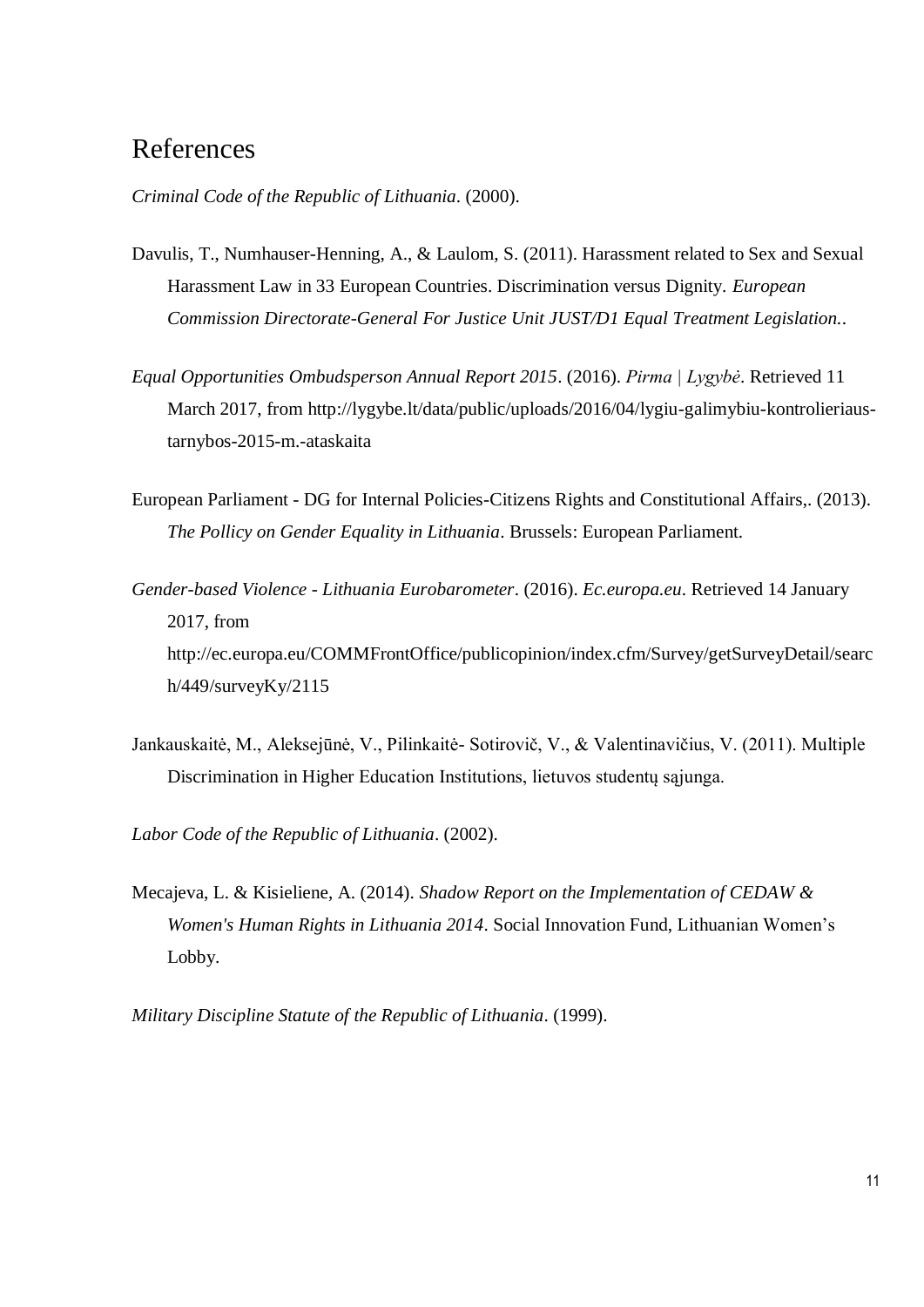# References

*Criminal Code of the Republic of Lithuania*. (2000).

Davulis, T., Numhauser-Henning, A., & Laulom, S. (2011). Harassment related to Sex and Sexual Harassment Law in 33 European Countries. Discrimination versus Dignity. *European Commission Directorate-General For Justice Unit JUST/D1 Equal Treatment Legislation.*.

*Equal Opportunities Ombudsperson Annual Report 2015*. (2016). *Pirma | Lygybė*. Retrieved 11 March 2017, from http://lygybe.lt/data/public/uploads/2016/04/lygiu-galimybiu-kontrolieriaus-tarnybos-2015-m.-ataskaita

European Parliament - DG for Internal Policies-Citizens Rights and Constitutional Affairs,. (2013). *The Pollicy on Gender Equality in Lithuania*. Brussels: European Parliament.

*Gender-based Violence - Lithuania Eurobarometer*. (2016). *Ec.europa.eu*. Retrieved 14 January 2017, from http://ec.europa.eu/COMMFrontOffice/publicopinion/index.cfm/Survey/getSurveyDetail/search/449/surveyKy/2115

Jankauskaitė, M., Aleksejūnė, V., Pilinkaitė- Sotirovič, V., & Valentinavičius, V. (2011). Multiple Discrimination in Higher Education Institutions, lietuvos studentų sąjunga.

*Labor Code of the Republic of Lithuania*. (2002).

Mecajeva, L. & Kisieliene, A. (2014). *Shadow Report on the Implementation of CEDAW & Women's Human Rights in Lithuania 2014*. Social Innovation Fund, Lithuanian Women's Lobby.

*Military Discipline Statute of the Republic of Lithuania*. (1999).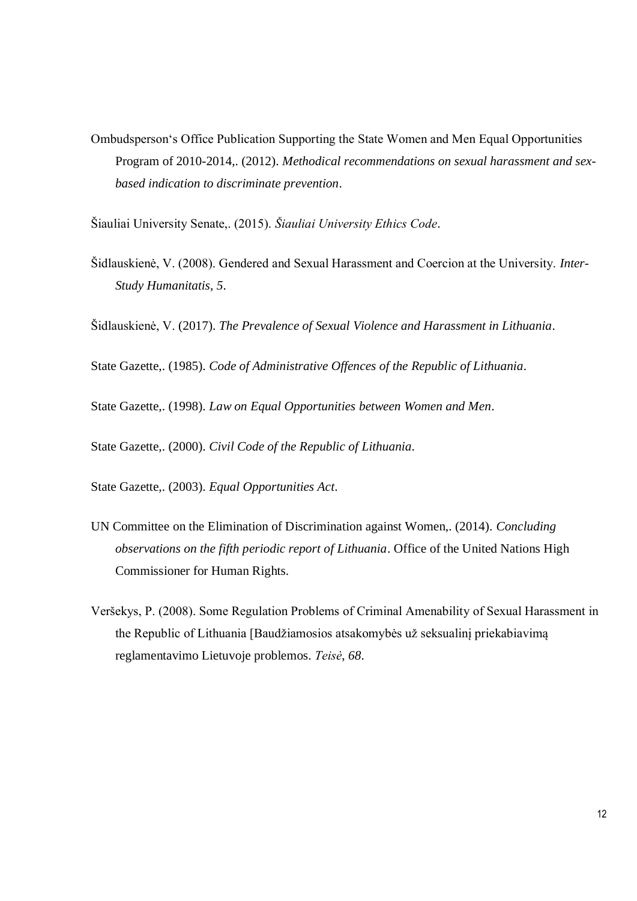Ombudsperson's Office Publication Supporting the State Women and Men Equal Opportunities Program of 2010-2014,. (2012). *Methodical recommendations on sexual harassment and sex-based indication to discriminate prevention*.

Šiauliai University Senate,. (2015). *Šiauliai University Ethics Code*.

Šidlauskienė, V. (2008). Gendered and Sexual Harassment and Coercion at the University. *Inter-Study Humanitatis*, *5*.

Šidlauskienė, V. (2017). *The Prevalence of Sexual Violence and Harassment in Lithuania*.

State Gazette,. (1985). *Code of Administrative Offences of the Republic of Lithuania*.

State Gazette,. (1998). *Law on Equal Opportunities between Women and Men*.

State Gazette,. (2000). *Civil Code of the Republic of Lithuania*.

State Gazette,. (2003). *Equal Opportunities Act*.

UN Committee on the Elimination of Discrimination against Women,. (2014). *Concluding observations on the fifth periodic report of Lithuania*. Office of the United Nations High Commissioner for Human Rights.

Veršekys, P. (2008). Some Regulation Problems of Criminal Amenability of Sexual Harassment in the Republic of Lithuania [Baudžiamosios atsakomybės už seksualinį priekabiavimą reglamentavimo Lietuvoje problemos. *Teisė*, *68*.